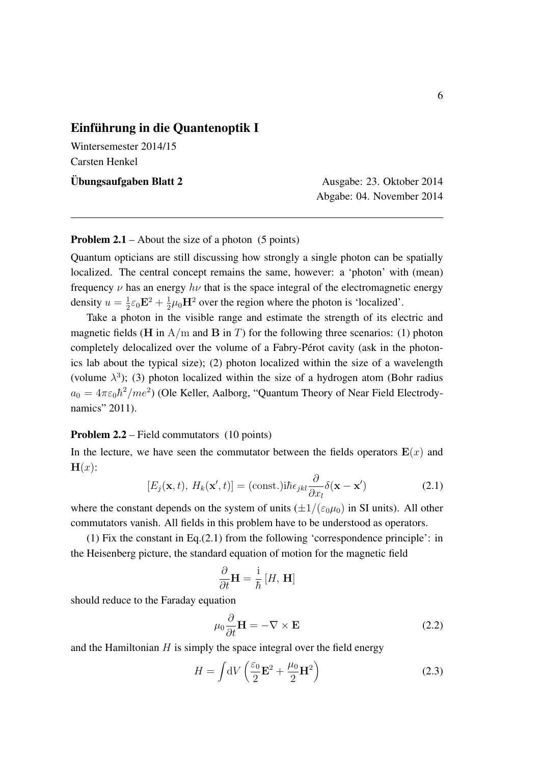## Einführung in die Quantenoptik I

Wintersemester 2014/15

Carsten Henkel

**Übungsaufgaben Blatt 2** Ausgabe: 23. Oktober 2014

Abgabe: 04. November 2014

---

**Problem 2.1** – About the size of a photon (5 points)

Quantum opticians are still discussing how strongly a single photon can be spatially localized. The central concept remains the same, however: a 'photon' with (mean) frequency $\nu$ has an energy $h\nu$ that is the space integral of the electromagnetic energy density $u = \frac{1}{2}\varepsilon_0 \mathbf{E}^2 + \frac{1}{2}\mu_0 \mathbf{H}^2$ over the region where the photon is 'localized'.

Take a photon in the visible range and estimate the strength of its electric and magnetic fields ($\mathbf{H}$ in $\mathrm{A/m}$ and $\mathbf{B}$ in $T$) for the following three scenarios: (1) photon completely delocalized over the volume of a Fabry-Pérot cavity (ask in the photonics lab about the typical size); (2) photon localized within the size of a wavelength (volume $\lambda^3$); (3) photon localized within the size of a hydrogen atom (Bohr radius $a_0 = 4\pi\varepsilon_0\hbar^2/me^2$) (Ole Keller, Aalborg, "Quantum Theory of Near Field Electrodynamics" 2011).

**Problem 2.2** – Field commutators (10 points)

In the lecture, we have seen the commutator between the fields operators $\mathbf{E}(x)$ and $\mathbf{H}(x)$:

$$[E_j(\mathbf{x}, t),\, H_k(\mathbf{x}', t)] = (\text{const.})\mathrm{i}\hbar\epsilon_{jkl}\frac{\partial}{\partial x_l}\delta(\mathbf{x} - \mathbf{x}') \tag{2.1}$$

where the constant depends on the system of units ($\pm 1/(\varepsilon_0\mu_0)$ in SI units). All other commutators vanish. All fields in this problem have to be understood as operators.

(1) Fix the constant in Eq.(2.1) from the following 'correspondence principle': in the Heisenberg picture, the standard equation of motion for the magnetic field

$$\frac{\partial}{\partial t}\mathbf{H} = \frac{\mathrm{i}}{\hbar}\,[H,\, \mathbf{H}]$$

should reduce to the Faraday equation

$$\mu_0 \frac{\partial}{\partial t}\mathbf{H} = -\nabla \times \mathbf{E} \tag{2.2}$$

and the Hamiltonian $H$ is simply the space integral over the field energy

$$H = \int \mathrm{d}V \left(\frac{\varepsilon_0}{2}\mathbf{E}^2 + \frac{\mu_0}{2}\mathbf{H}^2\right) \tag{2.3}$$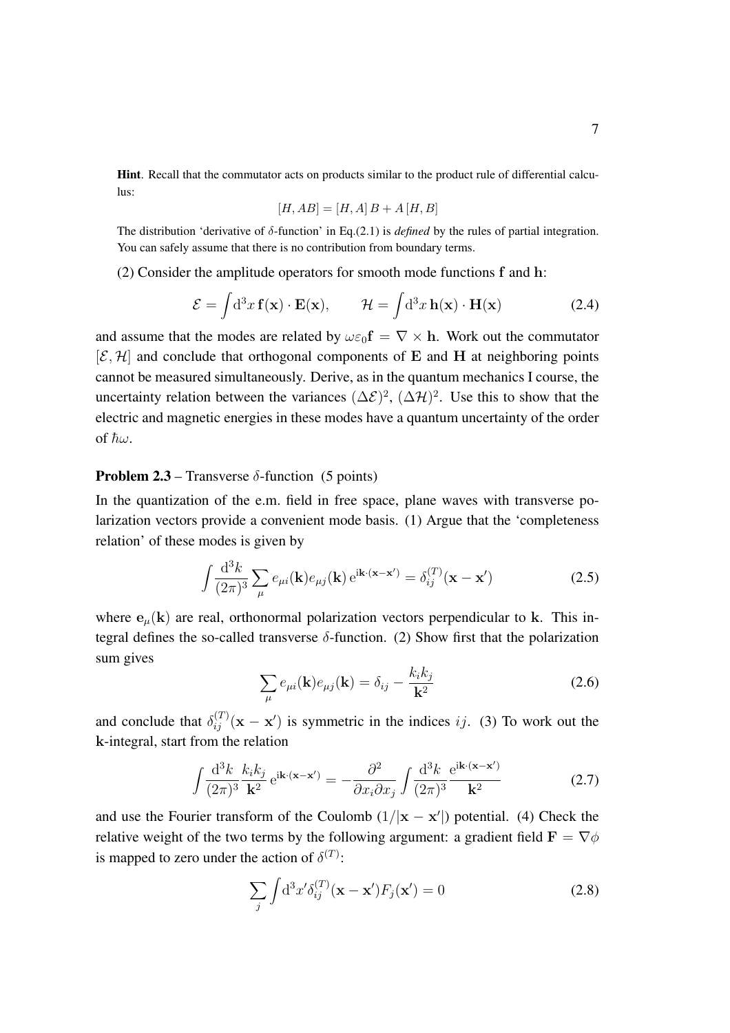**Hint**. Recall that the commutator acts on products similar to the product rule of differential calculus:

$$[H, AB] = [H, A]\, B + A\, [H, B]$$

The distribution 'derivative of $\delta$-function' in Eq.(2.1) is *defined* by the rules of partial integration. You can safely assume that there is no contribution from boundary terms.

(2) Consider the amplitude operators for smooth mode functions $\mathbf{f}$ and $\mathbf{h}$:

$$\mathcal{E} = \int \mathrm{d}^3x\, \mathbf{f}(\mathbf{x}) \cdot \mathbf{E}(\mathbf{x}), \qquad \mathcal{H} = \int \mathrm{d}^3x\, \mathbf{h}(\mathbf{x}) \cdot \mathbf{H}(\mathbf{x}) \tag{2.4}$$

and assume that the modes are related by $\omega\varepsilon_0 \mathbf{f} = \nabla \times \mathbf{h}$. Work out the commutator $[\mathcal{E}, \mathcal{H}]$ and conclude that orthogonal components of $\mathbf{E}$ and $\mathbf{H}$ at neighboring points cannot be measured simultaneously. Derive, as in the quantum mechanics I course, the uncertainty relation between the variances $(\Delta\mathcal{E})^2$, $(\Delta\mathcal{H})^2$. Use this to show that the electric and magnetic energies in these modes have a quantum uncertainty of the order of $\hbar\omega$.

**Problem 2.3** – Transverse $\delta$-function (5 points)

In the quantization of the e.m. field in free space, plane waves with transverse polarization vectors provide a convenient mode basis. (1) Argue that the 'completeness relation' of these modes is given by

$$\int \frac{\mathrm{d}^3k}{(2\pi)^3} \sum_\mu e_{\mu i}(\mathbf{k}) e_{\mu j}(\mathbf{k})\, \mathrm{e}^{\mathrm{i}\mathbf{k}\cdot(\mathbf{x}-\mathbf{x}')} = \delta^{(T)}_{ij}(\mathbf{x} - \mathbf{x}') \tag{2.5}$$

where $\mathbf{e}_\mu(\mathbf{k})$ are real, orthonormal polarization vectors perpendicular to $\mathbf{k}$. This integral defines the so-called transverse $\delta$-function. (2) Show first that the polarization sum gives

$$\sum_\mu e_{\mu i}(\mathbf{k}) e_{\mu j}(\mathbf{k}) = \delta_{ij} - \frac{k_i k_j}{\mathbf{k}^2} \tag{2.6}$$

and conclude that $\delta^{(T)}_{ij}(\mathbf{x} - \mathbf{x}')$ is symmetric in the indices $ij$. (3) To work out the $\mathbf{k}$-integral, start from the relation

$$\int \frac{\mathrm{d}^3k}{(2\pi)^3} \frac{k_i k_j}{\mathbf{k}^2}\, \mathrm{e}^{\mathrm{i}\mathbf{k}\cdot(\mathbf{x}-\mathbf{x}')} = -\frac{\partial^2}{\partial x_i \partial x_j} \int \frac{\mathrm{d}^3k}{(2\pi)^3} \frac{\mathrm{e}^{\mathrm{i}\mathbf{k}\cdot(\mathbf{x}-\mathbf{x}')}}{\mathbf{k}^2} \tag{2.7}$$

and use the Fourier transform of the Coulomb ($1/|\mathbf{x} - \mathbf{x}'|$) potential. (4) Check the relative weight of the two terms by the following argument: a gradient field $\mathbf{F} = \nabla\phi$ is mapped to zero under the action of $\delta^{(T)}$:

$$\sum_j \int \mathrm{d}^3x' \delta^{(T)}_{ij}(\mathbf{x} - \mathbf{x}') F_j(\mathbf{x}') = 0 \tag{2.8}$$